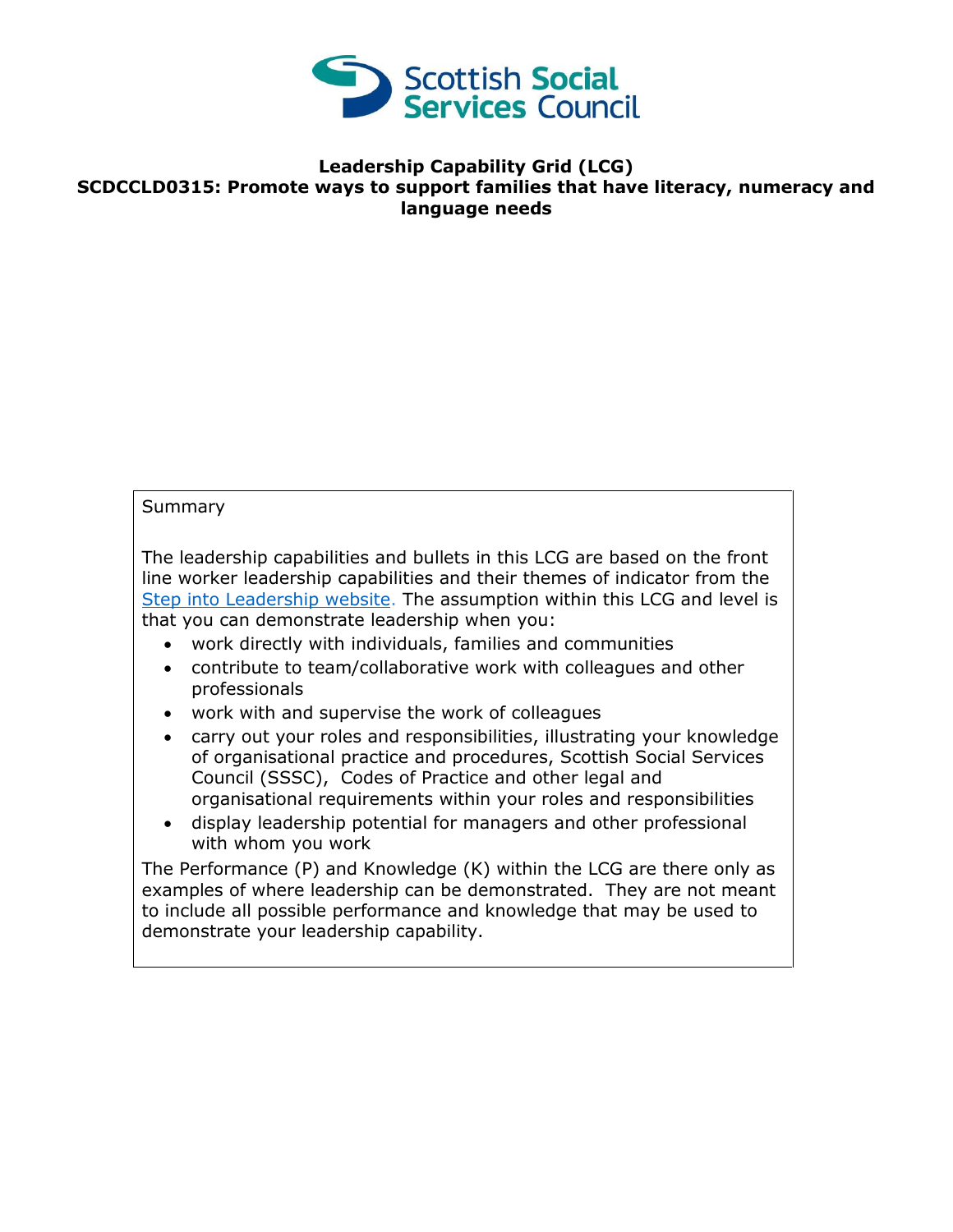**Leadership Capability Grid (LCG)**
**SCDCCLD0315: Promote ways to support families that have literacy, numeracy and language needs**

Summary

The leadership capabilities and bullets in this LCG are based on the front line worker leadership capabilities and their themes of indicator from the Step into Leadership website. The assumption within this LCG and level is that you can demonstrate leadership when you:

- work directly with individuals, families and communities
- contribute to team/collaborative work with colleagues and other professionals
- work with and supervise the work of colleagues
- carry out your roles and responsibilities, illustrating your knowledge of organisational practice and procedures, Scottish Social Services Council (SSSC), Codes of Practice and other legal and organisational requirements within your roles and responsibilities
- display leadership potential for managers and other professional with whom you work

The Performance (P) and Knowledge (K) within the LCG are there only as examples of where leadership can be demonstrated. They are not meant to include all possible performance and knowledge that may be used to demonstrate your leadership capability.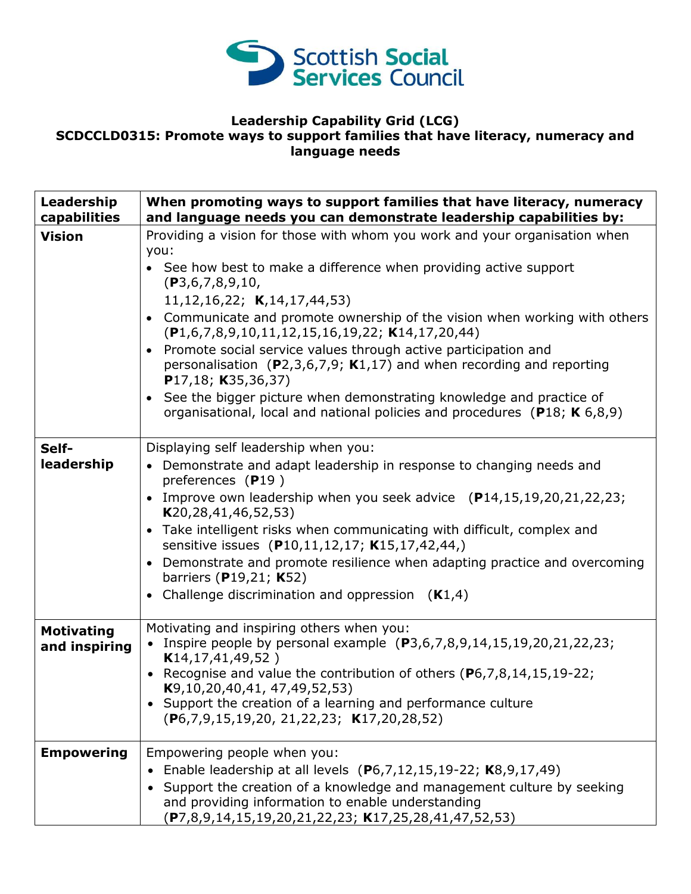**Leadership Capability Grid (LCG)**
**SCDCCLD0315: Promote ways to support families that have literacy, numeracy and language needs**

| Leadership capabilities | When promoting ways to support families that have literacy, numeracy and language needs you can demonstrate leadership capabilities by: |
|---|---|
| **Vision** | Providing a vision for those with whom you work and your organisation when you:<br>• See how best to make a difference when providing active support (**P**3,6,7,8,9,10, 11,12,16,22; **K**,14,17,44,53)<br>• Communicate and promote ownership of the vision when working with others (**P**1,6,7,8,9,10,11,12,15,16,19,22; **K**14,17,20,44)<br>• Promote social service values through active participation and personalisation (**P**2,3,6,7,9; **K**1,17) and when recording and reporting **P**17,18; **K**35,36,37)<br>• See the bigger picture when demonstrating knowledge and practice of organisational, local and national policies and procedures (**P**18; **K** 6,8,9) |
| **Self-leadership** | Displaying self leadership when you:<br>• Demonstrate and adapt leadership in response to changing needs and preferences (**P**19 )<br>• Improve own leadership when you seek advice (**P**14,15,19,20,21,22,23; **K**20,28,41,46,52,53)<br>• Take intelligent risks when communicating with difficult, complex and sensitive issues (**P**10,11,12,17; **K**15,17,42,44,)<br>• Demonstrate and promote resilience when adapting practice and overcoming barriers (**P**19,21; **K**52)<br>• Challenge discrimination and oppression (**K**1,4) |
| **Motivating and inspiring** | Motivating and inspiring others when you:<br>• Inspire people by personal example (**P**3,6,7,8,9,14,15,19,20,21,22,23; **K**14,17,41,49,52 )<br>• Recognise and value the contribution of others (**P**6,7,8,14,15,19-22; **K**9,10,20,40,41, 47,49,52,53)<br>• Support the creation of a learning and performance culture (**P**6,7,9,15,19,20, 21,22,23; **K**17,20,28,52) |
| **Empowering** | Empowering people when you:<br>• Enable leadership at all levels (**P**6,7,12,15,19-22; **K**8,9,17,49)<br>• Support the creation of a knowledge and management culture by seeking and providing information to enable understanding (**P**7,8,9,14,15,19,20,21,22,23; **K**17,25,28,41,47,52,53) |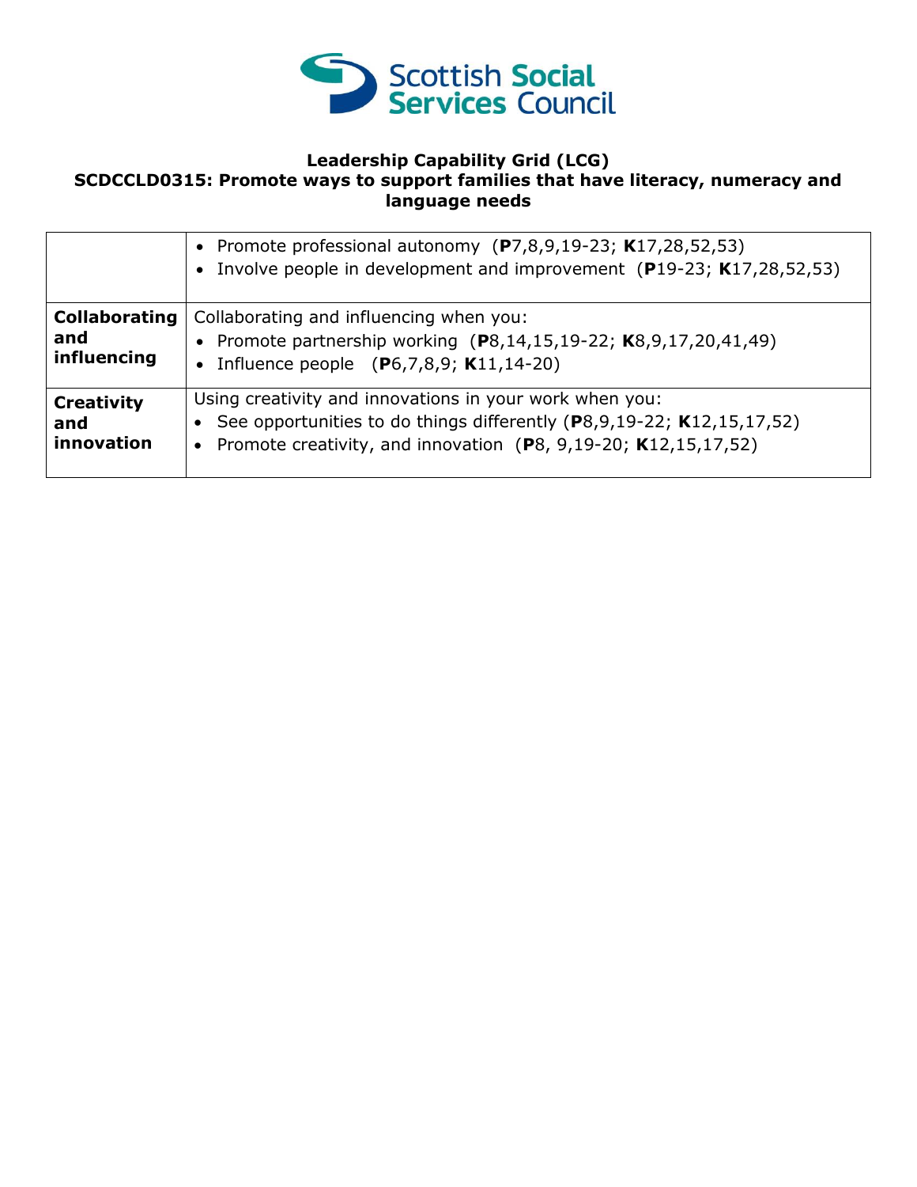**Leadership Capability Grid (LCG)**
**SCDCCLD0315: Promote ways to support families that have literacy, numeracy and language needs**

| | |
|---|---|
| | • Promote professional autonomy (**P**7,8,9,19-23; **K**17,28,52,53)<br>• Involve people in development and improvement (**P**19-23; **K**17,28,52,53) |
| **Collaborating and influencing** | Collaborating and influencing when you:<br>• Promote partnership working (**P**8,14,15,19-22; **K**8,9,17,20,41,49)<br>• Influence people (**P**6,7,8,9; **K**11,14-20) |
| **Creativity and innovation** | Using creativity and innovations in your work when you:<br>• See opportunities to do things differently (**P**8,9,19-22; **K**12,15,17,52)<br>• Promote creativity, and innovation (**P**8, 9,19-20; **K**12,15,17,52) |